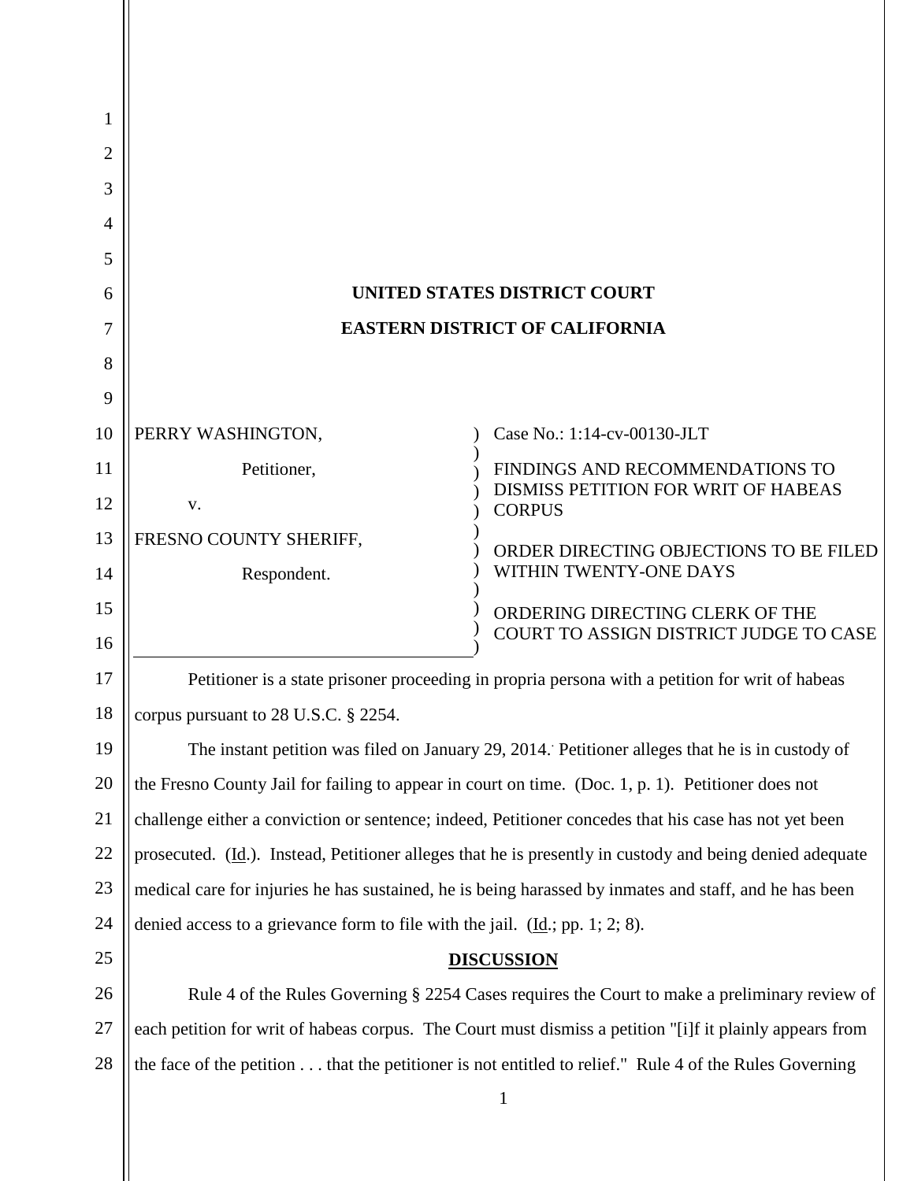# UNITED STATES DISTRICT COURT

# EASTERN DISTRICT OF CALIFORNIA

| | |
|---|---|
| PERRY WASHINGTON,<br><br>Petitioner,<br><br>v.<br><br>FRESNO COUNTY SHERIFF,<br><br>Respondent. | Case No.: 1:14-cv-00130-JLT<br><br>FINDINGS AND RECOMMENDATIONS TO DISMISS PETITION FOR WRIT OF HABEAS CORPUS<br><br>ORDER DIRECTING OBJECTIONS TO BE FILED WITHIN TWENTY-ONE DAYS<br><br>ORDERING DIRECTING CLERK OF THE COURT TO ASSIGN DISTRICT JUDGE TO CASE |

Petitioner is a state prisoner proceeding in propria persona with a petition for writ of habeas corpus pursuant to 28 U.S.C. § 2254.

The instant petition was filed on January 29, 2014. Petitioner alleges that he is in custody of the Fresno County Jail for failing to appear in court on time. (Doc. 1, p. 1). Petitioner does not challenge either a conviction or sentence; indeed, Petitioner concedes that his case has not yet been prosecuted. (Id.). Instead, Petitioner alleges that he is presently in custody and being denied adequate medical care for injuries he has sustained, he is being harassed by inmates and staff, and he has been denied access to a grievance form to file with the jail. (Id.; pp. 1; 2; 8).

## DISCUSSION

Rule 4 of the Rules Governing § 2254 Cases requires the Court to make a preliminary review of each petition for writ of habeas corpus. The Court must dismiss a petition "[i]f it plainly appears from the face of the petition . . . that the petitioner is not entitled to relief." Rule 4 of the Rules Governing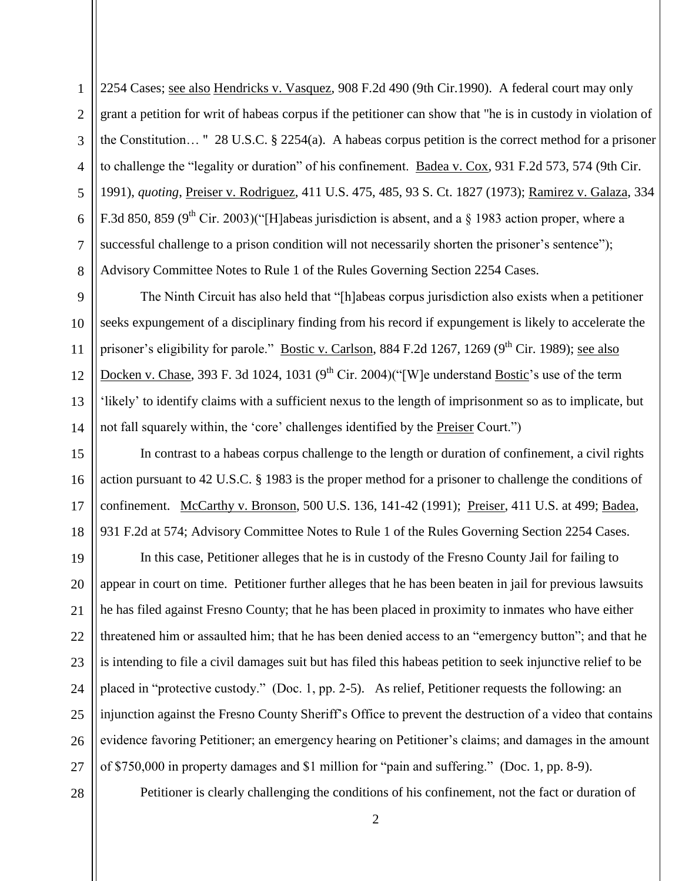2254 Cases; see also Hendricks v. Vasquez, 908 F.2d 490 (9th Cir.1990). A federal court may only grant a petition for writ of habeas corpus if the petitioner can show that "he is in custody in violation of the Constitution… " 28 U.S.C. § 2254(a). A habeas corpus petition is the correct method for a prisoner to challenge the "legality or duration" of his confinement. Badea v. Cox, 931 F.2d 573, 574 (9th Cir. 1991), *quoting*, Preiser v. Rodriguez, 411 U.S. 475, 485, 93 S. Ct. 1827 (1973); Ramirez v. Galaza, 334 F.3d 850, 859 (9th Cir. 2003)("[H]abeas jurisdiction is absent, and a § 1983 action proper, where a successful challenge to a prison condition will not necessarily shorten the prisoner's sentence"); Advisory Committee Notes to Rule 1 of the Rules Governing Section 2254 Cases.

The Ninth Circuit has also held that "[h]abeas corpus jurisdiction also exists when a petitioner seeks expungement of a disciplinary finding from his record if expungement is likely to accelerate the prisoner's eligibility for parole." Bostic v. Carlson, 884 F.2d 1267, 1269 (9th Cir. 1989); see also Docken v. Chase, 393 F. 3d 1024, 1031 (9th Cir. 2004)("[W]e understand Bostic's use of the term 'likely' to identify claims with a sufficient nexus to the length of imprisonment so as to implicate, but not fall squarely within, the 'core' challenges identified by the Preiser Court.")

In contrast to a habeas corpus challenge to the length or duration of confinement, a civil rights action pursuant to 42 U.S.C. § 1983 is the proper method for a prisoner to challenge the conditions of confinement. McCarthy v. Bronson, 500 U.S. 136, 141-42 (1991); Preiser, 411 U.S. at 499; Badea, 931 F.2d at 574; Advisory Committee Notes to Rule 1 of the Rules Governing Section 2254 Cases.

In this case, Petitioner alleges that he is in custody of the Fresno County Jail for failing to appear in court on time. Petitioner further alleges that he has been beaten in jail for previous lawsuits he has filed against Fresno County; that he has been placed in proximity to inmates who have either threatened him or assaulted him; that he has been denied access to an "emergency button"; and that he is intending to file a civil damages suit but has filed this habeas petition to seek injunctive relief to be placed in "protective custody." (Doc. 1, pp. 2-5). As relief, Petitioner requests the following: an injunction against the Fresno County Sheriff's Office to prevent the destruction of a video that contains evidence favoring Petitioner; an emergency hearing on Petitioner's claims; and damages in the amount of $750,000 in property damages and $1 million for "pain and suffering." (Doc. 1, pp. 8-9).

Petitioner is clearly challenging the conditions of his confinement, not the fact or duration of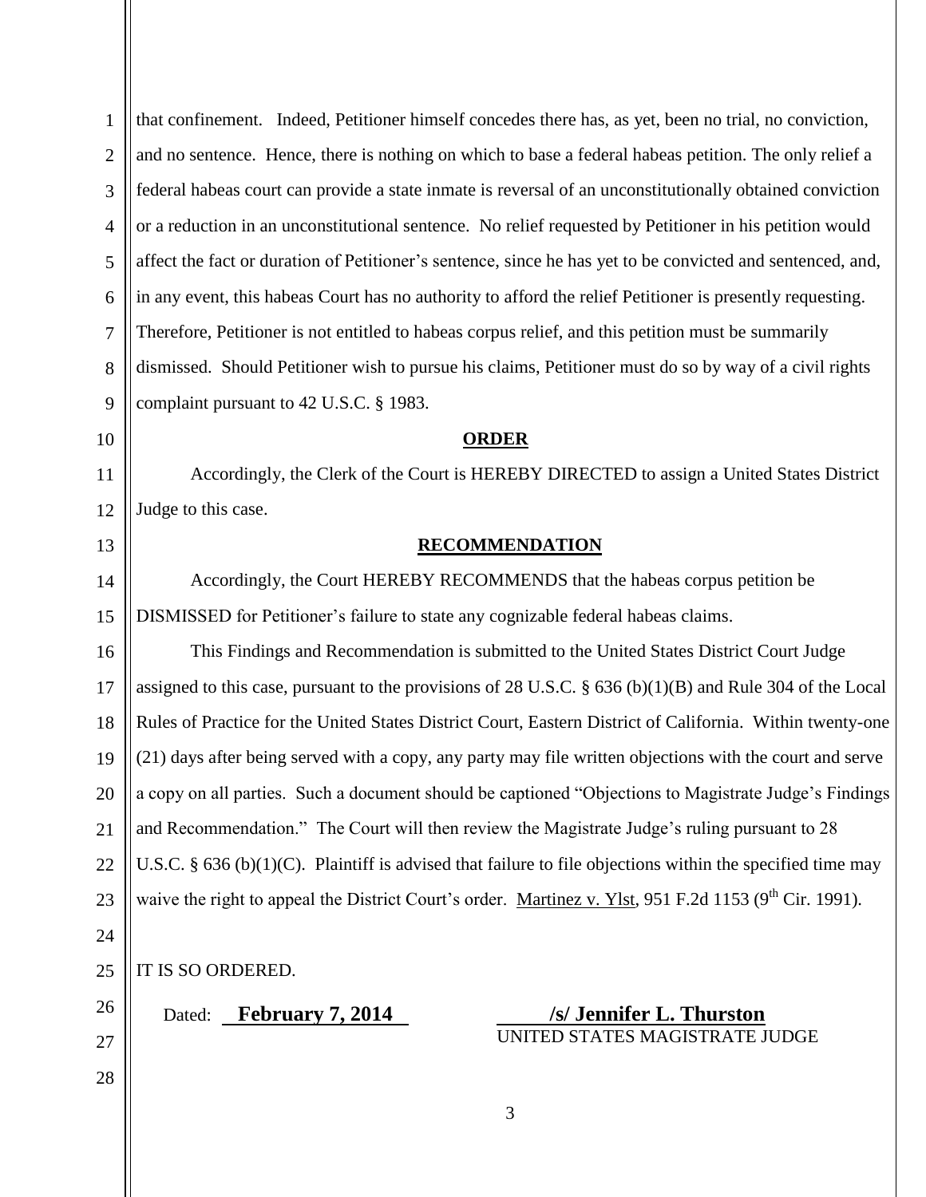that confinement. Indeed, Petitioner himself concedes there has, as yet, been no trial, no conviction, and no sentence. Hence, there is nothing on which to base a federal habeas petition. The only relief a federal habeas court can provide a state inmate is reversal of an unconstitutionally obtained conviction or a reduction in an unconstitutional sentence. No relief requested by Petitioner in his petition would affect the fact or duration of Petitioner's sentence, since he has yet to be convicted and sentenced, and, in any event, this habeas Court has no authority to afford the relief Petitioner is presently requesting. Therefore, Petitioner is not entitled to habeas corpus relief, and this petition must be summarily dismissed. Should Petitioner wish to pursue his claims, Petitioner must do so by way of a civil rights complaint pursuant to 42 U.S.C. § 1983.

## ORDER

Accordingly, the Clerk of the Court is HEREBY DIRECTED to assign a United States District Judge to this case.

## RECOMMENDATION

Accordingly, the Court HEREBY RECOMMENDS that the habeas corpus petition be DISMISSED for Petitioner's failure to state any cognizable federal habeas claims.

This Findings and Recommendation is submitted to the United States District Court Judge assigned to this case, pursuant to the provisions of 28 U.S.C. § 636 (b)(1)(B) and Rule 304 of the Local Rules of Practice for the United States District Court, Eastern District of California. Within twenty-one (21) days after being served with a copy, any party may file written objections with the court and serve a copy on all parties. Such a document should be captioned "Objections to Magistrate Judge's Findings and Recommendation." The Court will then review the Magistrate Judge's ruling pursuant to 28 U.S.C. § 636 (b)(1)(C). Plaintiff is advised that failure to file objections within the specified time may waive the right to appeal the District Court's order. Martinez v. Ylst, 951 F.2d 1153 (9th Cir. 1991).

IT IS SO ORDERED.

Dated: **February 7, 2014**

**/s/ Jennifer L. Thurston**
UNITED STATES MAGISTRATE JUDGE